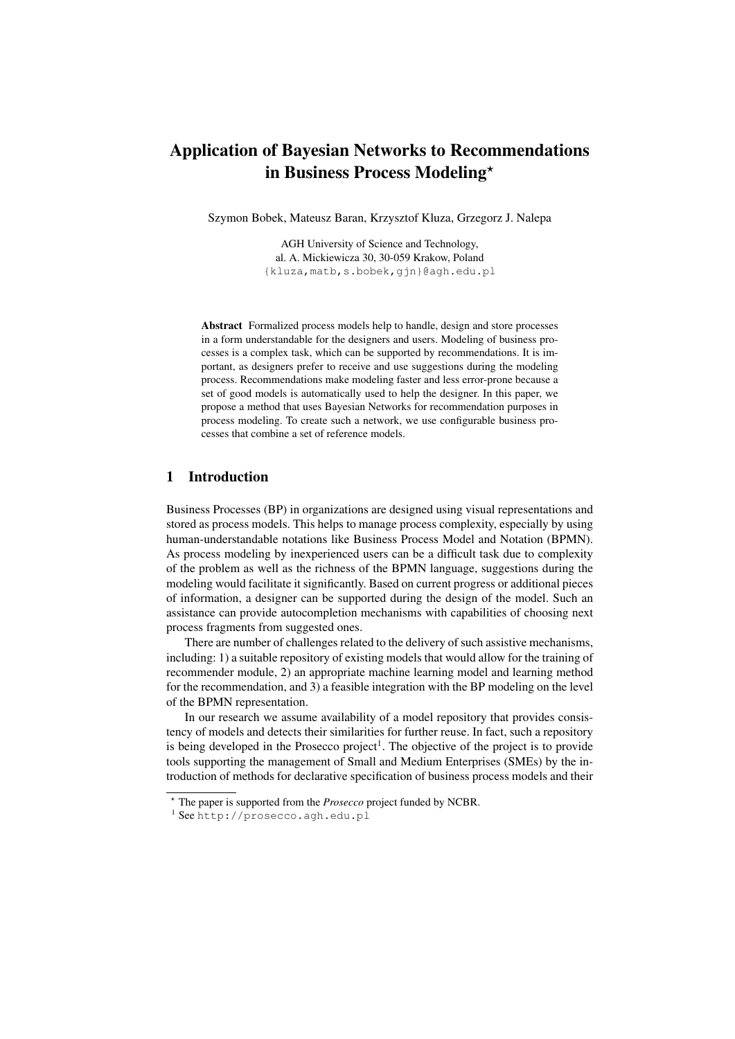# Application of Bayesian Networks to Recommendations in Business Process Modeling*

Szymon Bobek, Mateusz Baran, Krzysztof Kluza, Grzegorz J. Nalepa

AGH University of Science and Technology,
al. A. Mickiewicza 30, 30-059 Krakow, Poland
{kluza,matb,s.bobek,gjn}@agh.edu.pl

**Abstract** Formalized process models help to handle, design and store processes in a form understandable for the designers and users. Modeling of business processes is a complex task, which can be supported by recommendations. It is important, as designers prefer to receive and use suggestions during the modeling process. Recommendations make modeling faster and less error-prone because a set of good models is automatically used to help the designer. In this paper, we propose a method that uses Bayesian Networks for recommendation purposes in process modeling. To create such a network, we use configurable business processes that combine a set of reference models.

## 1 Introduction

Business Processes (BP) in organizations are designed using visual representations and stored as process models. This helps to manage process complexity, especially by using human-understandable notations like Business Process Model and Notation (BPMN). As process modeling by inexperienced users can be a difficult task due to complexity of the problem as well as the richness of the BPMN language, suggestions during the modeling would facilitate it significantly. Based on current progress or additional pieces of information, a designer can be supported during the design of the model. Such an assistance can provide autocompletion mechanisms with capabilities of choosing next process fragments from suggested ones.

There are number of challenges related to the delivery of such assistive mechanisms, including: 1) a suitable repository of existing models that would allow for the training of recommender module, 2) an appropriate machine learning model and learning method for the recommendation, and 3) a feasible integration with the BP modeling on the level of the BPMN representation.

In our research we assume availability of a model repository that provides consistency of models and detects their similarities for further reuse. In fact, such a repository is being developed in the Prosecco project[1]. The objective of the project is to provide tools supporting the management of Small and Medium Enterprises (SMEs) by the introduction of methods for declarative specification of business process models and their

---

* The paper is supported from the *Prosecco* project funded by NCBR.

[1] See http://prosecco.agh.edu.pl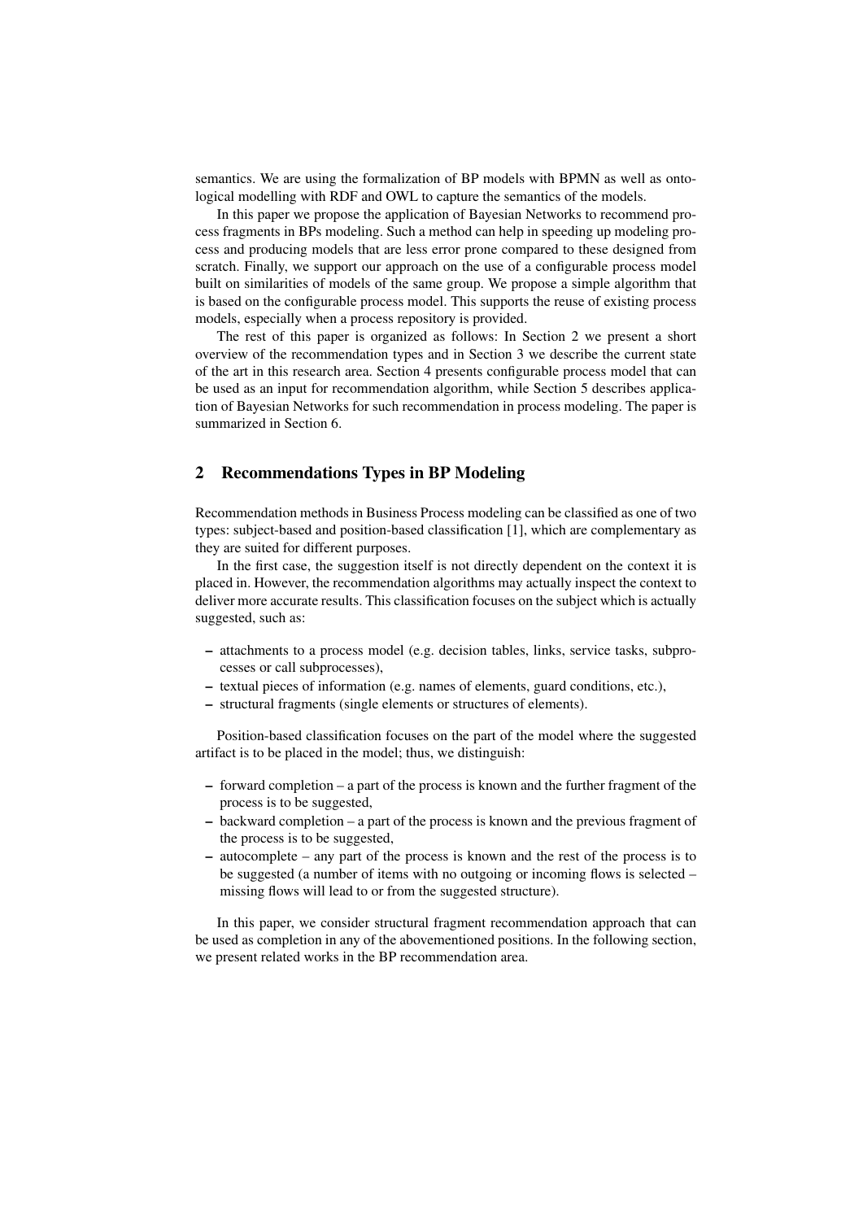semantics. We are using the formalization of BP models with BPMN as well as ontological modelling with RDF and OWL to capture the semantics of the models.

In this paper we propose the application of Bayesian Networks to recommend process fragments in BPs modeling. Such a method can help in speeding up modeling process and producing models that are less error prone compared to these designed from scratch. Finally, we support our approach on the use of a configurable process model built on similarities of models of the same group. We propose a simple algorithm that is based on the configurable process model. This supports the reuse of existing process models, especially when a process repository is provided.

The rest of this paper is organized as follows: In Section 2 we present a short overview of the recommendation types and in Section 3 we describe the current state of the art in this research area. Section 4 presents configurable process model that can be used as an input for recommendation algorithm, while Section 5 describes application of Bayesian Networks for such recommendation in process modeling. The paper is summarized in Section 6.

## 2 Recommendations Types in BP Modeling

Recommendation methods in Business Process modeling can be classified as one of two types: subject-based and position-based classification [1], which are complementary as they are suited for different purposes.

In the first case, the suggestion itself is not directly dependent on the context it is placed in. However, the recommendation algorithms may actually inspect the context to deliver more accurate results. This classification focuses on the subject which is actually suggested, such as:

- attachments to a process model (e.g. decision tables, links, service tasks, subprocesses or call subprocesses),
- textual pieces of information (e.g. names of elements, guard conditions, etc.),
- structural fragments (single elements or structures of elements).

Position-based classification focuses on the part of the model where the suggested artifact is to be placed in the model; thus, we distinguish:

- forward completion – a part of the process is known and the further fragment of the process is to be suggested,
- backward completion – a part of the process is known and the previous fragment of the process is to be suggested,
- autocomplete – any part of the process is known and the rest of the process is to be suggested (a number of items with no outgoing or incoming flows is selected – missing flows will lead to or from the suggested structure).

In this paper, we consider structural fragment recommendation approach that can be used as completion in any of the abovementioned positions. In the following section, we present related works in the BP recommendation area.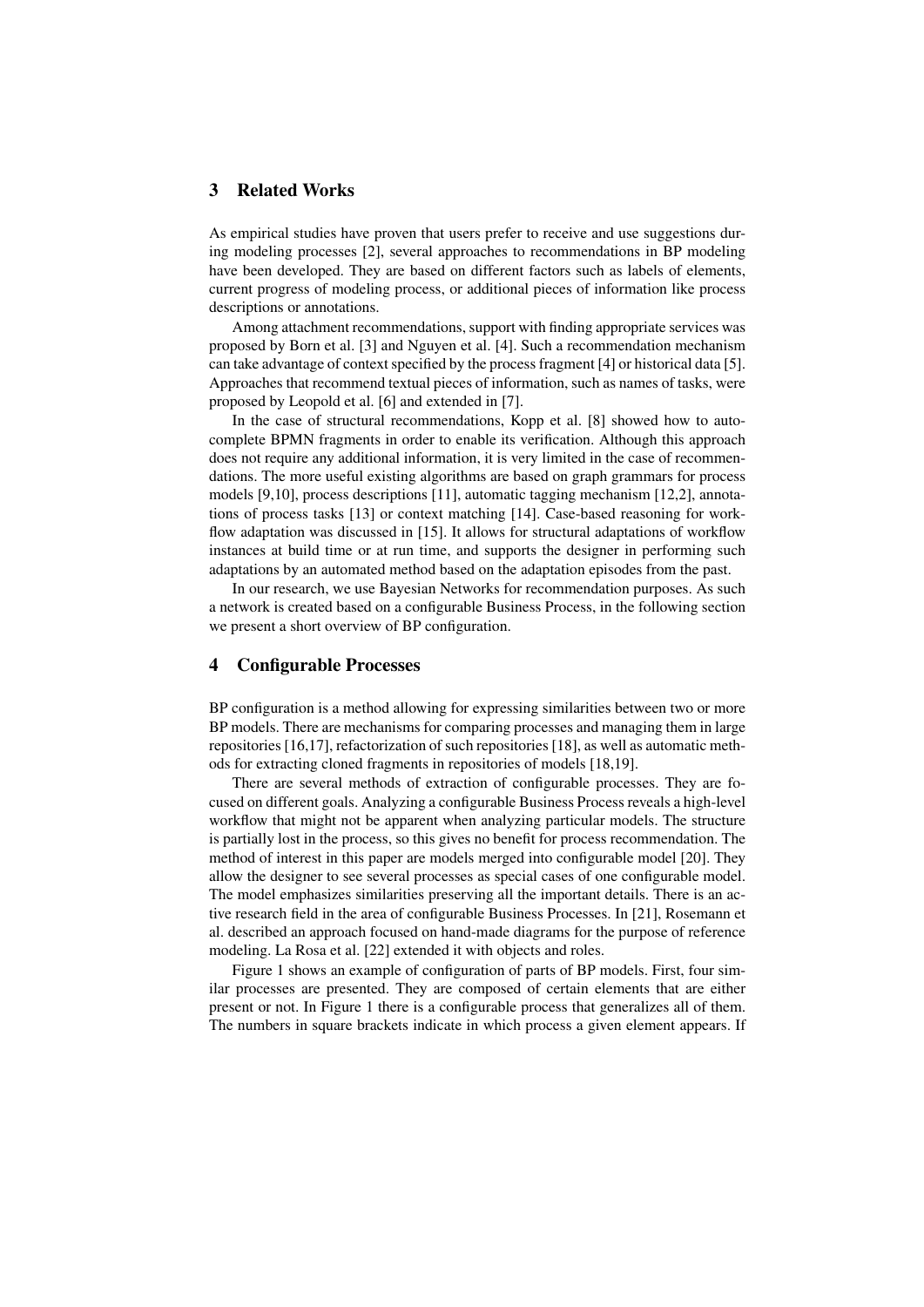## 3 Related Works

As empirical studies have proven that users prefer to receive and use suggestions during modeling processes [2], several approaches to recommendations in BP modeling have been developed. They are based on different factors such as labels of elements, current progress of modeling process, or additional pieces of information like process descriptions or annotations.

Among attachment recommendations, support with finding appropriate services was proposed by Born et al. [3] and Nguyen et al. [4]. Such a recommendation mechanism can take advantage of context specified by the process fragment [4] or historical data [5]. Approaches that recommend textual pieces of information, such as names of tasks, were proposed by Leopold et al. [6] and extended in [7].

In the case of structural recommendations, Kopp et al. [8] showed how to autocomplete BPMN fragments in order to enable its verification. Although this approach does not require any additional information, it is very limited in the case of recommendations. The more useful existing algorithms are based on graph grammars for process models [9,10], process descriptions [11], automatic tagging mechanism [12,2], annotations of process tasks [13] or context matching [14]. Case-based reasoning for workflow adaptation was discussed in [15]. It allows for structural adaptations of workflow instances at build time or at run time, and supports the designer in performing such adaptations by an automated method based on the adaptation episodes from the past.

In our research, we use Bayesian Networks for recommendation purposes. As such a network is created based on a configurable Business Process, in the following section we present a short overview of BP configuration.

## 4 Configurable Processes

BP configuration is a method allowing for expressing similarities between two or more BP models. There are mechanisms for comparing processes and managing them in large repositories [16,17], refactorization of such repositories [18], as well as automatic methods for extracting cloned fragments in repositories of models [18,19].

There are several methods of extraction of configurable processes. They are focused on different goals. Analyzing a configurable Business Process reveals a high-level workflow that might not be apparent when analyzing particular models. The structure is partially lost in the process, so this gives no benefit for process recommendation. The method of interest in this paper are models merged into configurable model [20]. They allow the designer to see several processes as special cases of one configurable model. The model emphasizes similarities preserving all the important details. There is an active research field in the area of configurable Business Processes. In [21], Rosemann et al. described an approach focused on hand-made diagrams for the purpose of reference modeling. La Rosa et al. [22] extended it with objects and roles.

Figure 1 shows an example of configuration of parts of BP models. First, four similar processes are presented. They are composed of certain elements that are either present or not. In Figure 1 there is a configurable process that generalizes all of them. The numbers in square brackets indicate in which process a given element appears. If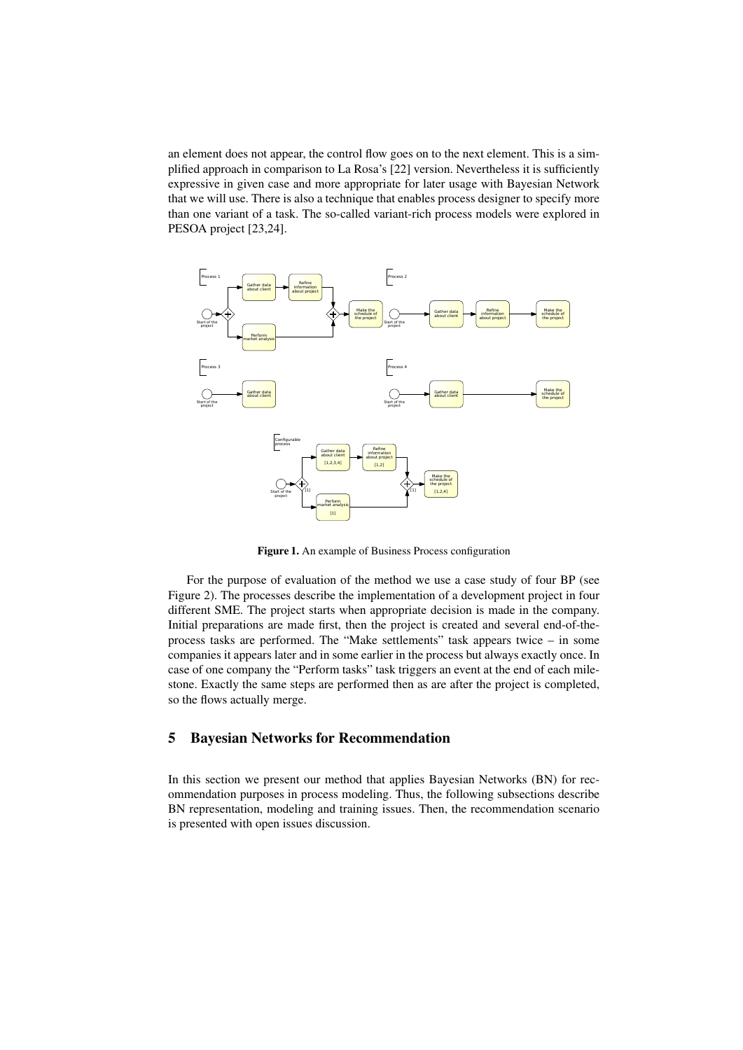an element does not appear, the control flow goes on to the next element. This is a simplified approach in comparison to La Rosa's [22] version. Nevertheless it is sufficiently expressive in given case and more appropriate for later usage with Bayesian Network that we will use. There is also a technique that enables process designer to specify more than one variant of a task. The so-called variant-rich process models were explored in PESOA project [23,24].

Process 1

Start of the project

Gather data about client

Refine information about project

Perform market analysis

Make the schedule of the project

Process 2

Start of the project

Gather data about client

Refine information about project

Make the schedule of the project

Process 3

Start of the project

Gather data about client

Process 4

Start of the project

Gather data about client

Make the schedule of the project

Configurable process

Start of the project

[1]

Gather data about client [1,2,3,4]

Refine information about project [1,2]

Perform market analysis [1]

[1]

Make the schedule of the project [1,2,4]

**Figure 1.** An example of Business Process configuration

For the purpose of evaluation of the method we use a case study of four BP (see Figure 2). The processes describe the implementation of a development project in four different SME. The project starts when appropriate decision is made in the company. Initial preparations are made first, then the project is created and several end-of-the-process tasks are performed. The "Make settlements" task appears twice – in some companies it appears later and in some earlier in the process but always exactly once. In case of one company the "Perform tasks" task triggers an event at the end of each milestone. Exactly the same steps are performed then as are after the project is completed, so the flows actually merge.

## 5 Bayesian Networks for Recommendation

In this section we present our method that applies Bayesian Networks (BN) for recommendation purposes in process modeling. Thus, the following subsections describe BN representation, modeling and training issues. Then, the recommendation scenario is presented with open issues discussion.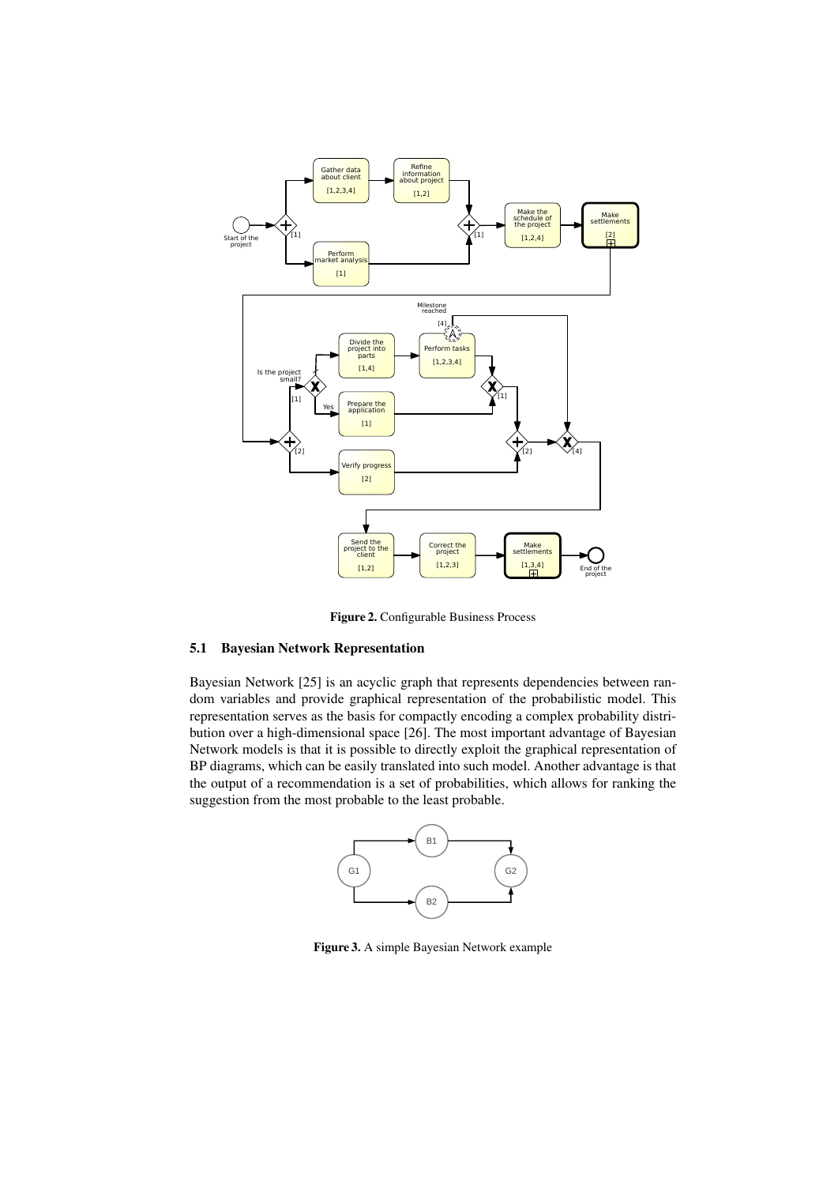Start of the project

[1]

Gather data about client

[1,2,3,4]

Refine information about project

[1,2]

Perform market analysis

[1]

[1]

Make the schedule of the project

[1,2,4]

Make settlements

[2]

Milestone reached

[4]

Is the project small?

[1]

Divide the project into parts

[1,4]

Perform tasks

[1,2,3,4]

Yes

Prepare the application

[1]

[1]

[2]

Verify progress

[2]

[2]

[4]

Send the project to the client

[1,2]

Correct the project

[1,2,3]

Make settlements

[1,3,4]

End of the project

**Figure 2.** Configurable Business Process

### 5.1 Bayesian Network Representation

Bayesian Network [25] is an acyclic graph that represents dependencies between random variables and provide graphical representation of the probabilistic model. This representation serves as the basis for compactly encoding a complex probability distribution over a high-dimensional space [26]. The most important advantage of Bayesian Network models is that it is possible to directly exploit the graphical representation of BP diagrams, which can be easily translated into such model. Another advantage is that the output of a recommendation is a set of probabilities, which allows for ranking the suggestion from the most probable to the least probable.

B1

G1

G2

B2

**Figure 3.** A simple Bayesian Network example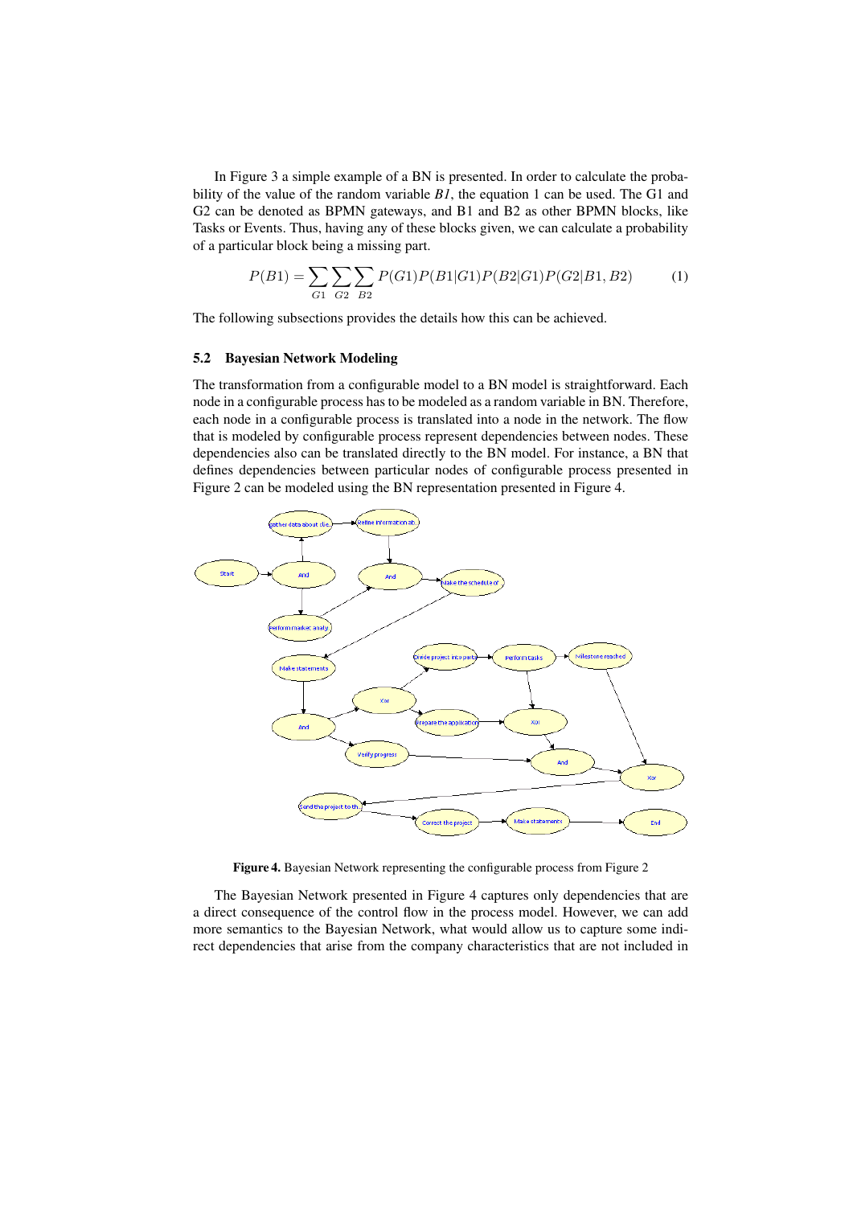In Figure 3 a simple example of a BN is presented. In order to calculate the probability of the value of the random variable *B1*, the equation 1 can be used. The G1 and G2 can be denoted as BPMN gateways, and B1 and B2 as other BPMN blocks, like Tasks or Events. Thus, having any of these blocks given, we can calculate a probability of a particular block being a missing part.

$$P(B1) = \sum_{G1} \sum_{G2} \sum_{B2} P(G1)P(B1|G1)P(B2|G1)P(G2|B1, B2) \qquad (1)$$

The following subsections provides the details how this can be achieved.

### 5.2 Bayesian Network Modeling

The transformation from a configurable model to a BN model is straightforward. Each node in a configurable process has to be modeled as a random variable in BN. Therefore, each node in a configurable process is translated into a node in the network. The flow that is modeled by configurable process represent dependencies between nodes. These dependencies also can be translated directly to the BN model. For instance, a BN that defines dependencies between particular nodes of configurable process presented in Figure 2 can be modeled using the BN representation presented in Figure 4.

**Figure 4.** Bayesian Network representing the configurable process from Figure 2

The Bayesian Network presented in Figure 4 captures only dependencies that are a direct consequence of the control flow in the process model. However, we can add more semantics to the Bayesian Network, what would allow us to capture some indirect dependencies that arise from the company characteristics that are not included in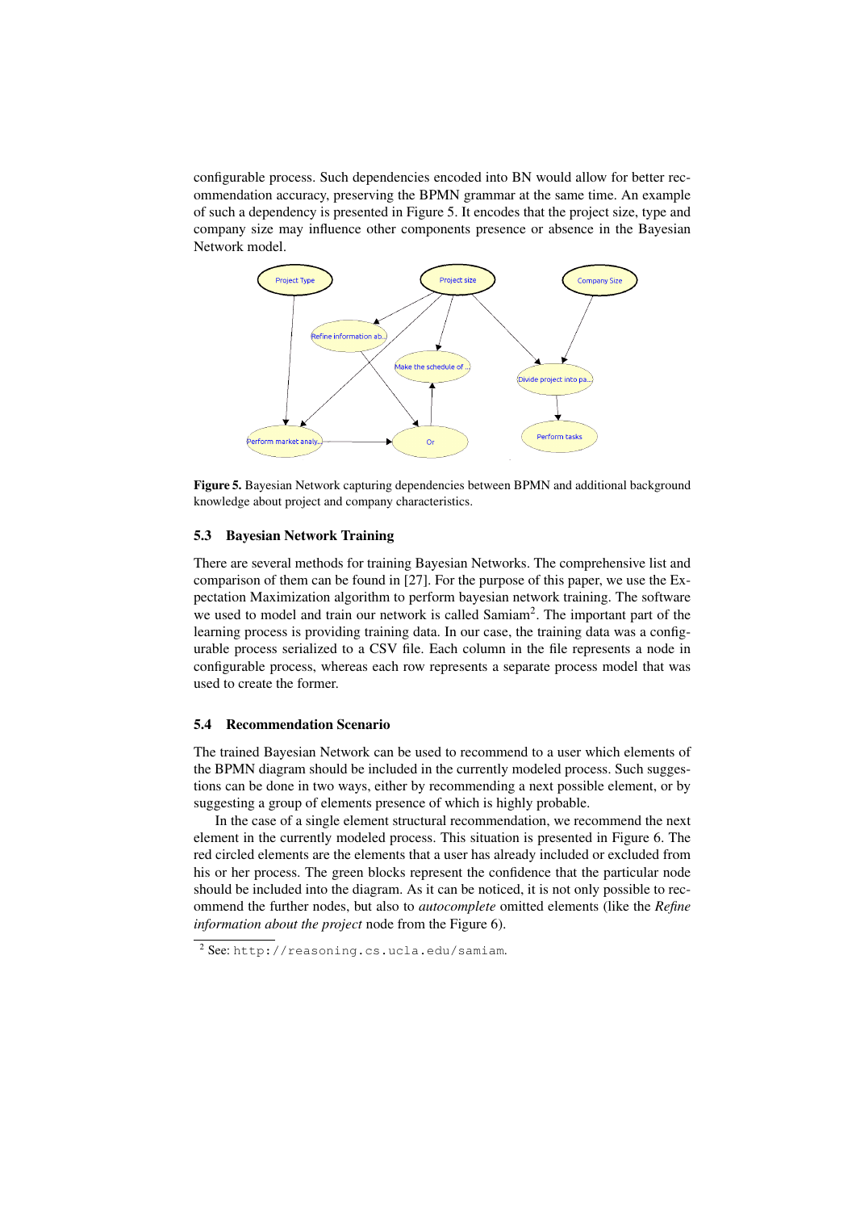configurable process. Such dependencies encoded into BN would allow for better recommendation accuracy, preserving the BPMN grammar at the same time. An example of such a dependency is presented in Figure 5. It encodes that the project size, type and company size may influence other components presence or absence in the Bayesian Network model.

Project Type
Project size
Company Size
Refine information ab...
Make the schedule of ...
Divide project into pa...
Perform market analy...
Or
Perform tasks

**Figure 5.** Bayesian Network capturing dependencies between BPMN and additional background knowledge about project and company characteristics.

### 5.3 Bayesian Network Training

There are several methods for training Bayesian Networks. The comprehensive list and comparison of them can be found in [27]. For the purpose of this paper, we use the Expectation Maximization algorithm to perform bayesian network training. The software we used to model and train our network is called Samiam[2]. The important part of the learning process is providing training data. In our case, the training data was a configurable process serialized to a CSV file. Each column in the file represents a node in configurable process, whereas each row represents a separate process model that was used to create the former.

### 5.4 Recommendation Scenario

The trained Bayesian Network can be used to recommend to a user which elements of the BPMN diagram should be included in the currently modeled process. Such suggestions can be done in two ways, either by recommending a next possible element, or by suggesting a group of elements presence of which is highly probable.

In the case of a single element structural recommendation, we recommend the next element in the currently modeled process. This situation is presented in Figure 6. The red circled elements are the elements that a user has already included or excluded from his or her process. The green blocks represent the confidence that the particular node should be included into the diagram. As it can be noticed, it is not only possible to recommend the further nodes, but also to *autocomplete* omitted elements (like the *Refine information about the project* node from the Figure 6).

[2] See: `http://reasoning.cs.ucla.edu/samiam`.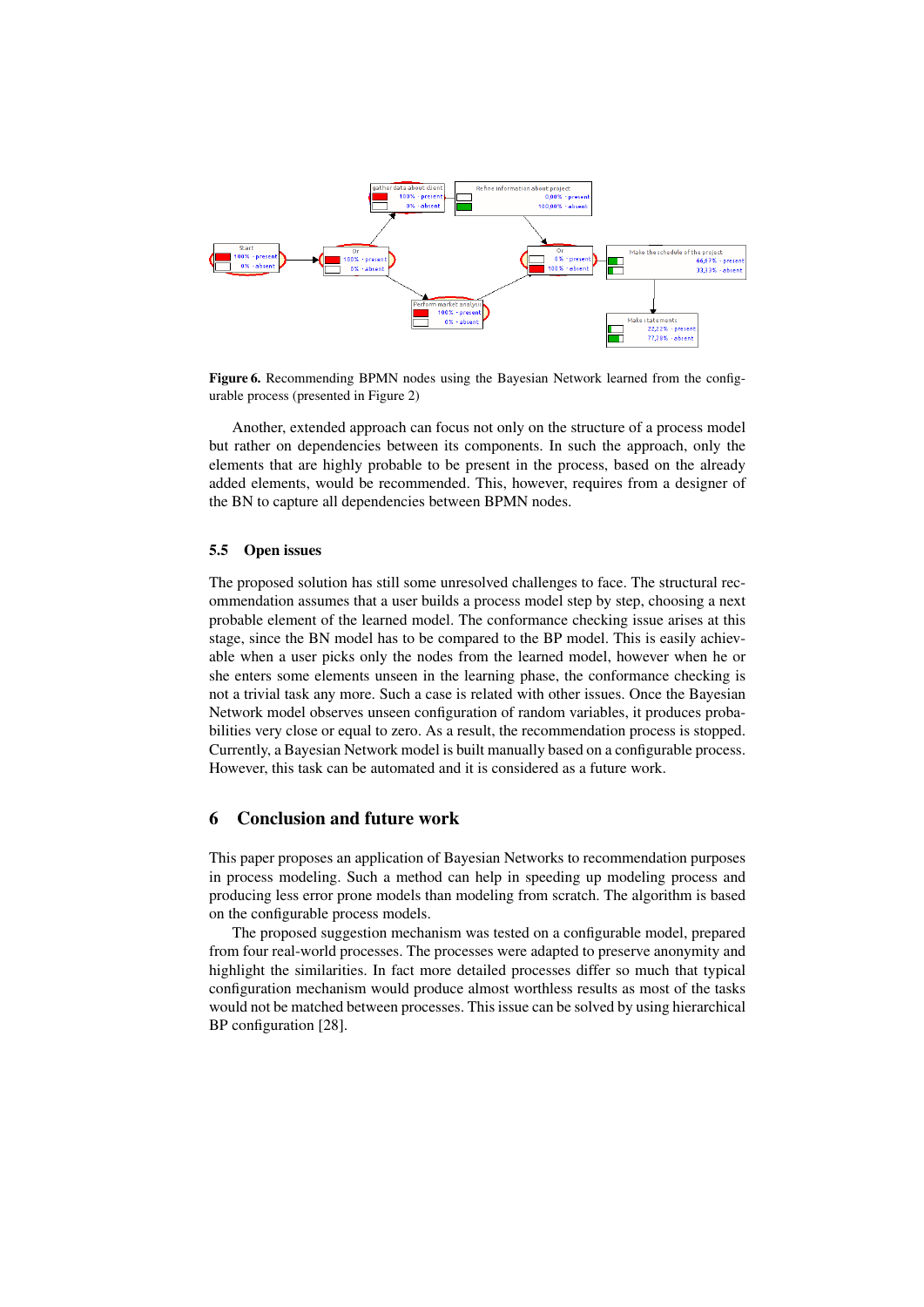Start
100% - present
0% - absent

Or
100% - present
0% - absent

gather data about client
100% - present
0% - absent

Refine information about project
0,00% - present
100,00% - absent

Perform market analysis
100% - present
0% - absent

Or
0% - present
100% - absent

Make the schedule of the project
66,67% - present
33,33% - absent

Make statements
22,22% - present
77,78% - absent

**Figure 6.** Recommending BPMN nodes using the Bayesian Network learned from the configurable process (presented in Figure 2)

Another, extended approach can focus not only on the structure of a process model but rather on dependencies between its components. In such the approach, only the elements that are highly probable to be present in the process, based on the already added elements, would be recommended. This, however, requires from a designer of the BN to capture all dependencies between BPMN nodes.

### 5.5 Open issues

The proposed solution has still some unresolved challenges to face. The structural recommendation assumes that a user builds a process model step by step, choosing a next probable element of the learned model. The conformance checking issue arises at this stage, since the BN model has to be compared to the BP model. This is easily achievable when a user picks only the nodes from the learned model, however when he or she enters some elements unseen in the learning phase, the conformance checking is not a trivial task any more. Such a case is related with other issues. Once the Bayesian Network model observes unseen configuration of random variables, it produces probabilities very close or equal to zero. As a result, the recommendation process is stopped. Currently, a Bayesian Network model is built manually based on a configurable process. However, this task can be automated and it is considered as a future work.

## 6 Conclusion and future work

This paper proposes an application of Bayesian Networks to recommendation purposes in process modeling. Such a method can help in speeding up modeling process and producing less error prone models than modeling from scratch. The algorithm is based on the configurable process models.

The proposed suggestion mechanism was tested on a configurable model, prepared from four real-world processes. The processes were adapted to preserve anonymity and highlight the similarities. In fact more detailed processes differ so much that typical configuration mechanism would produce almost worthless results as most of the tasks would not be matched between processes. This issue can be solved by using hierarchical BP configuration [28].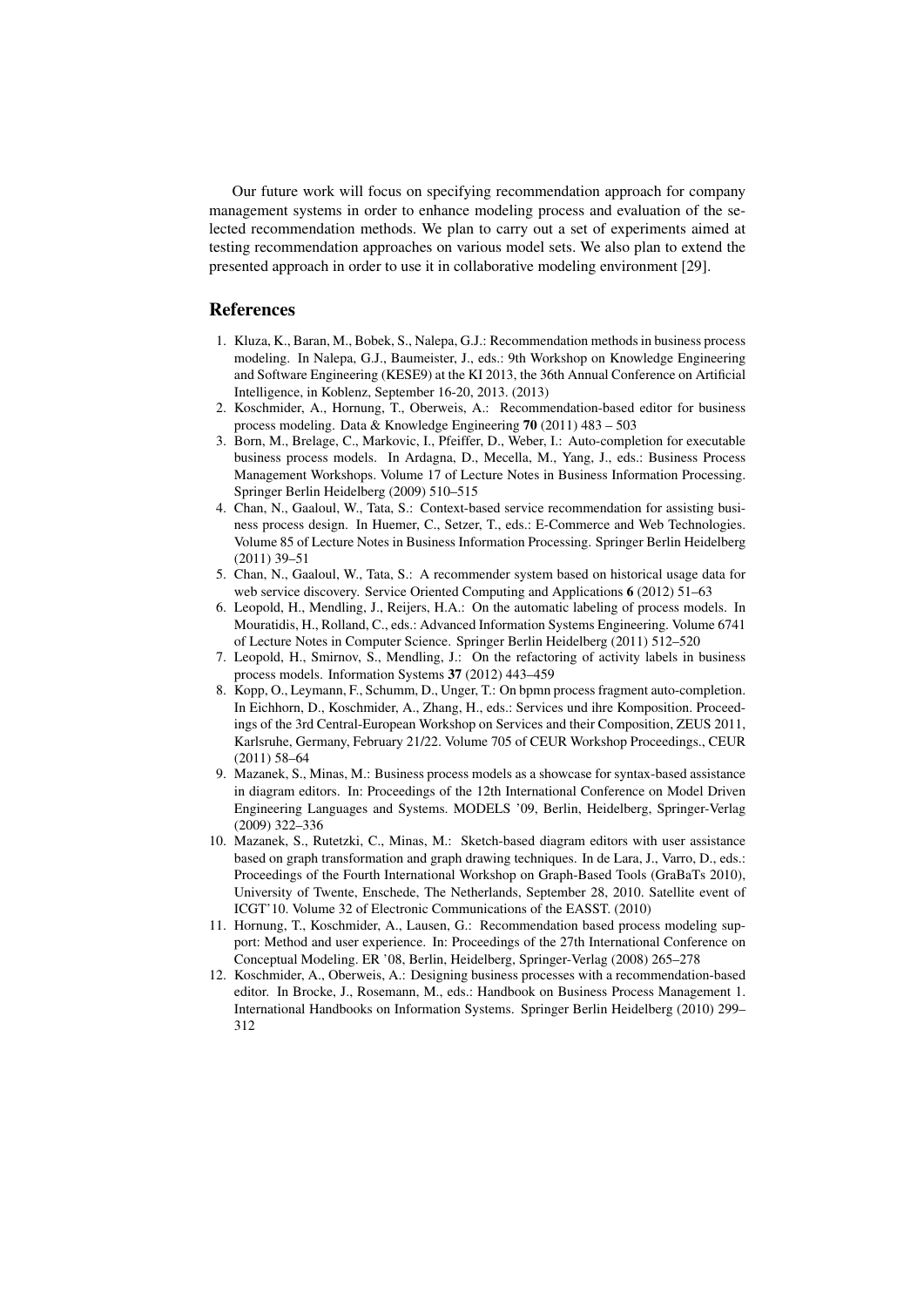Our future work will focus on specifying recommendation approach for company management systems in order to enhance modeling process and evaluation of the selected recommendation methods. We plan to carry out a set of experiments aimed at testing recommendation approaches on various model sets. We also plan to extend the presented approach in order to use it in collaborative modeling environment [29].

## References

1. Kluza, K., Baran, M., Bobek, S., Nalepa, G.J.: Recommendation methods in business process modeling. In Nalepa, G.J., Baumeister, J., eds.: 9th Workshop on Knowledge Engineering and Software Engineering (KESE9) at the KI 2013, the 36th Annual Conference on Artificial Intelligence, in Koblenz, September 16-20, 2013. (2013)
2. Koschmider, A., Hornung, T., Oberweis, A.: Recommendation-based editor for business process modeling. Data & Knowledge Engineering **70** (2011) 483 – 503
3. Born, M., Brelage, C., Markovic, I., Pfeiffer, D., Weber, I.: Auto-completion for executable business process models. In Ardagna, D., Mecella, M., Yang, J., eds.: Business Process Management Workshops. Volume 17 of Lecture Notes in Business Information Processing. Springer Berlin Heidelberg (2009) 510–515
4. Chan, N., Gaaloul, W., Tata, S.: Context-based service recommendation for assisting business process design. In Huemer, C., Setzer, T., eds.: E-Commerce and Web Technologies. Volume 85 of Lecture Notes in Business Information Processing. Springer Berlin Heidelberg (2011) 39–51
5. Chan, N., Gaaloul, W., Tata, S.: A recommender system based on historical usage data for web service discovery. Service Oriented Computing and Applications **6** (2012) 51–63
6. Leopold, H., Mendling, J., Reijers, H.A.: On the automatic labeling of process models. In Mouratidis, H., Rolland, C., eds.: Advanced Information Systems Engineering. Volume 6741 of Lecture Notes in Computer Science. Springer Berlin Heidelberg (2011) 512–520
7. Leopold, H., Smirnov, S., Mendling, J.: On the refactoring of activity labels in business process models. Information Systems **37** (2012) 443–459
8. Kopp, O., Leymann, F., Schumm, D., Unger, T.: On bpmn process fragment auto-completion. In Eichhorn, D., Koschmider, A., Zhang, H., eds.: Services und ihre Komposition. Proceedings of the 3rd Central-European Workshop on Services and their Composition, ZEUS 2011, Karlsruhe, Germany, February 21/22. Volume 705 of CEUR Workshop Proceedings., CEUR (2011) 58–64
9. Mazanek, S., Minas, M.: Business process models as a showcase for syntax-based assistance in diagram editors. In: Proceedings of the 12th International Conference on Model Driven Engineering Languages and Systems. MODELS '09, Berlin, Heidelberg, Springer-Verlag (2009) 322–336
10. Mazanek, S., Rutetzki, C., Minas, M.: Sketch-based diagram editors with user assistance based on graph transformation and graph drawing techniques. In de Lara, J., Varro, D., eds.: Proceedings of the Fourth International Workshop on Graph-Based Tools (GraBaTs 2010), University of Twente, Enschede, The Netherlands, September 28, 2010. Satellite event of ICGT'10. Volume 32 of Electronic Communications of the EASST. (2010)
11. Hornung, T., Koschmider, A., Lausen, G.: Recommendation based process modeling support: Method and user experience. In: Proceedings of the 27th International Conference on Conceptual Modeling. ER '08, Berlin, Heidelberg, Springer-Verlag (2008) 265–278
12. Koschmider, A., Oberweis, A.: Designing business processes with a recommendation-based editor. In Brocke, J., Rosemann, M., eds.: Handbook on Business Process Management 1. International Handbooks on Information Systems. Springer Berlin Heidelberg (2010) 299–312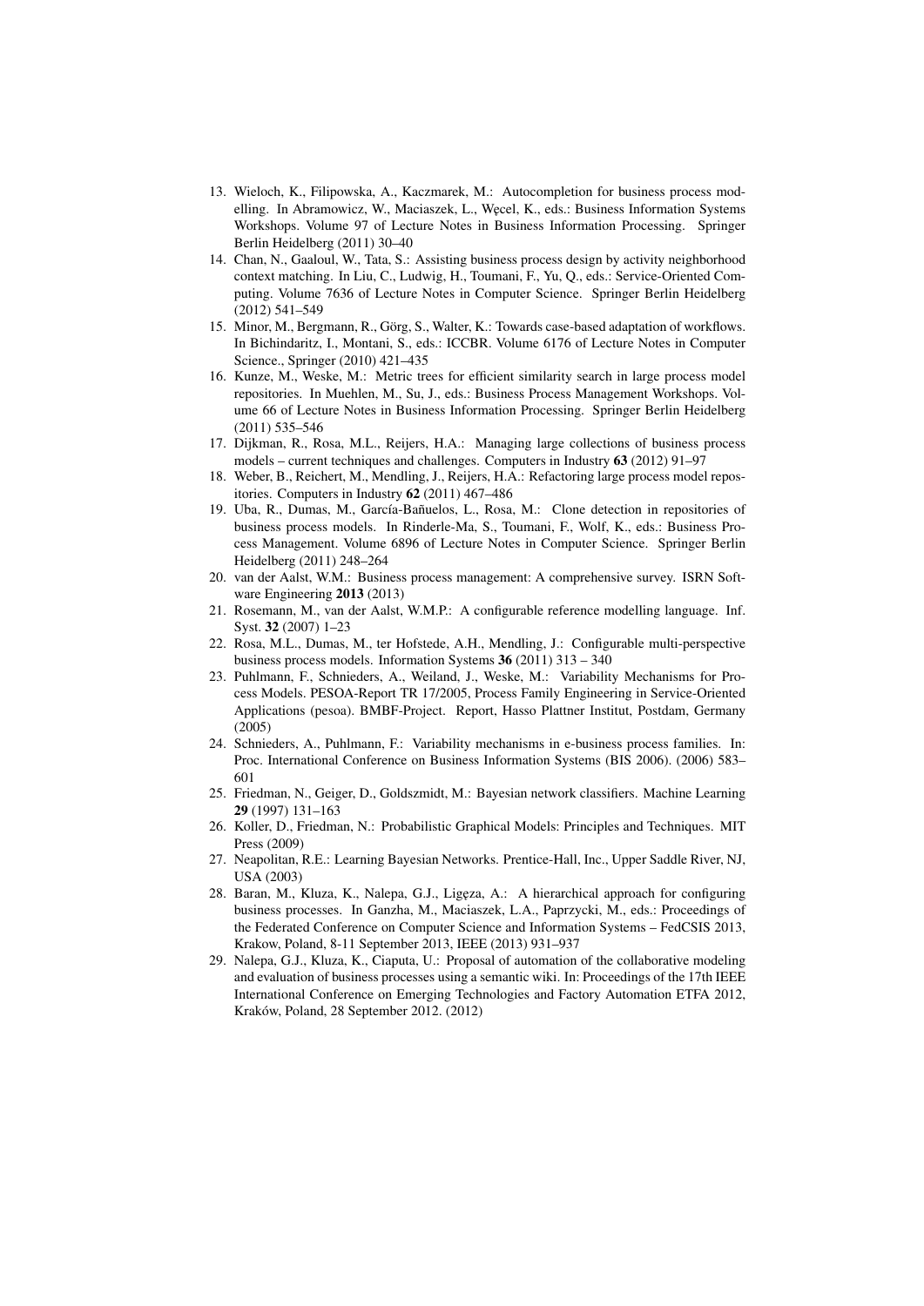13. Wieloch, K., Filipowska, A., Kaczmarek, M.: Autocompletion for business process modelling. In Abramowicz, W., Maciaszek, L., Węcel, K., eds.: Business Information Systems Workshops. Volume 97 of Lecture Notes in Business Information Processing. Springer Berlin Heidelberg (2011) 30–40
14. Chan, N., Gaaloul, W., Tata, S.: Assisting business process design by activity neighborhood context matching. In Liu, C., Ludwig, H., Toumani, F., Yu, Q., eds.: Service-Oriented Computing. Volume 7636 of Lecture Notes in Computer Science. Springer Berlin Heidelberg (2012) 541–549
15. Minor, M., Bergmann, R., Görg, S., Walter, K.: Towards case-based adaptation of workflows. In Bichindaritz, I., Montani, S., eds.: ICCBR. Volume 6176 of Lecture Notes in Computer Science., Springer (2010) 421–435
16. Kunze, M., Weske, M.: Metric trees for efficient similarity search in large process model repositories. In Muehlen, M., Su, J., eds.: Business Process Management Workshops. Volume 66 of Lecture Notes in Business Information Processing. Springer Berlin Heidelberg (2011) 535–546
17. Dijkman, R., Rosa, M.L., Reijers, H.A.: Managing large collections of business process models – current techniques and challenges. Computers in Industry **63** (2012) 91–97
18. Weber, B., Reichert, M., Mendling, J., Reijers, H.A.: Refactoring large process model repositories. Computers in Industry **62** (2011) 467–486
19. Uba, R., Dumas, M., García-Bañuelos, L., Rosa, M.: Clone detection in repositories of business process models. In Rinderle-Ma, S., Toumani, F., Wolf, K., eds.: Business Process Management. Volume 6896 of Lecture Notes in Computer Science. Springer Berlin Heidelberg (2011) 248–264
20. van der Aalst, W.M.: Business process management: A comprehensive survey. ISRN Software Engineering **2013** (2013)
21. Rosemann, M., van der Aalst, W.M.P.: A configurable reference modelling language. Inf. Syst. **32** (2007) 1–23
22. Rosa, M.L., Dumas, M., ter Hofstede, A.H., Mendling, J.: Configurable multi-perspective business process models. Information Systems **36** (2011) 313 – 340
23. Puhlmann, F., Schnieders, A., Weiland, J., Weske, M.: Variability Mechanisms for Process Models. PESOA-Report TR 17/2005, Process Family Engineering in Service-Oriented Applications (pesoa). BMBF-Project. Report, Hasso Plattner Institut, Postdam, Germany (2005)
24. Schnieders, A., Puhlmann, F.: Variability mechanisms in e-business process families. In: Proc. International Conference on Business Information Systems (BIS 2006). (2006) 583–601
25. Friedman, N., Geiger, D., Goldszmidt, M.: Bayesian network classifiers. Machine Learning **29** (1997) 131–163
26. Koller, D., Friedman, N.: Probabilistic Graphical Models: Principles and Techniques. MIT Press (2009)
27. Neapolitan, R.E.: Learning Bayesian Networks. Prentice-Hall, Inc., Upper Saddle River, NJ, USA (2003)
28. Baran, M., Kluza, K., Nalepa, G.J., Ligęza, A.: A hierarchical approach for configuring business processes. In Ganzha, M., Maciaszek, L.A., Paprzycki, M., eds.: Proceedings of the Federated Conference on Computer Science and Information Systems – FedCSIS 2013, Krakow, Poland, 8-11 September 2013, IEEE (2013) 931–937
29. Nalepa, G.J., Kluza, K., Ciaputa, U.: Proposal of automation of the collaborative modeling and evaluation of business processes using a semantic wiki. In: Proceedings of the 17th IEEE International Conference on Emerging Technologies and Factory Automation ETFA 2012, Kraków, Poland, 28 September 2012. (2012)